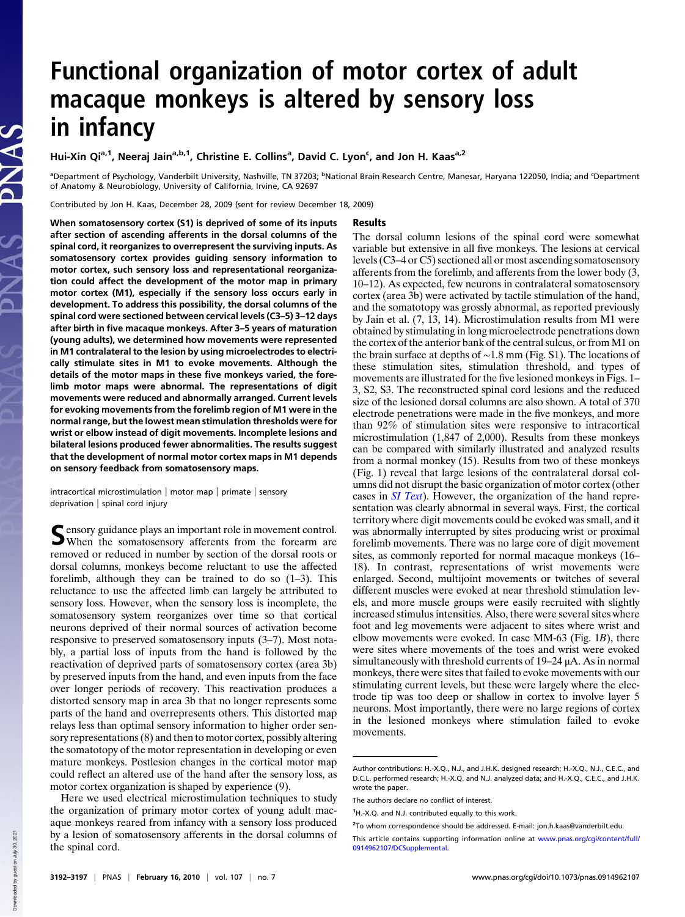# Functional organization of motor cortex of adult macaque monkeys is altered by sensory loss in infancy

Hui-Xin Qi[a,1], Neeraj Jain[a,b,1], Christine E. Collins[a], David C. Lyon[c], and Jon H. Kaas[a,2]

[a]Department of Psychology, Vanderbilt University, Nashville, TN 37203; [b]National Brain Research Centre, Manesar, Haryana 122050, India; and [c]Department of Anatomy & Neurobiology, University of California, Irvine, CA 92697

Contributed by Jon H. Kaas, December 28, 2009 (sent for review December 18, 2009)

**When somatosensory cortex (S1) is deprived of some of its inputs after section of ascending afferents in the dorsal columns of the spinal cord, it reorganizes to overrepresent the surviving inputs. As somatosensory cortex provides guiding sensory information to motor cortex, such sensory loss and representational reorganization could affect the development of the motor map in primary motor cortex (M1), especially if the sensory loss occurs early in development. To address this possibility, the dorsal columns of the spinal cord were sectioned between cervical levels (C3–5) 3–12 days after birth in five macaque monkeys. After 3–5 years of maturation (young adults), we determined how movements were represented in M1 contralateral to the lesion by using microelectrodes to electrically stimulate sites in M1 to evoke movements. Although the details of the motor maps in these five monkeys varied, the forelimb motor maps were abnormal. The representations of digit movements were reduced and abnormally arranged. Current levels for evoking movements from the forelimb region of M1 were in the normal range, but the lowest mean stimulation thresholds were for wrist or elbow instead of digit movements. Incomplete lesions and bilateral lesions produced fewer abnormalities. The results suggest that the development of normal motor cortex maps in M1 depends on sensory feedback from somatosensory maps.**

intracortical microstimulation | motor map | primate | sensory deprivation | spinal cord injury

Sensory guidance plays an important role in movement control. When the somatosensory afferents from the forearm are removed or reduced in number by section of the dorsal roots or dorsal columns, monkeys become reluctant to use the affected forelimb, although they can be trained to do so (1–3). This reluctance to use the affected limb can largely be attributed to sensory loss. However, when the sensory loss is incomplete, the somatosensory system reorganizes over time so that cortical neurons deprived of their normal sources of activation become responsive to preserved somatosensory inputs (3–7). Most notably, a partial loss of inputs from the hand is followed by the reactivation of deprived parts of somatosensory cortex (area 3b) by preserved inputs from the hand, and even inputs from the face over longer periods of recovery. This reactivation produces a distorted sensory map in area 3b that no longer represents some parts of the hand and overrepresents others. This distorted map relays less than optimal sensory information to higher order sensory representations (8) and then to motor cortex, possibly altering the somatotopy of the motor representation in developing or even mature monkeys. Postlesion changes in the cortical motor map could reflect an altered use of the hand after the sensory loss, as motor cortex organization is shaped by experience (9).

Here we used electrical microstimulation techniques to study the organization of primary motor cortex of young adult macaque monkeys reared from infancy with a sensory loss produced by a lesion of somatosensory afferents in the dorsal columns of the spinal cord.

## Results

The dorsal column lesions of the spinal cord were somewhat variable but extensive in all five monkeys. The lesions at cervical levels (C3–4 or C5) sectioned all or most ascending somatosensory afferents from the forelimb, and afferents from the lower body (3, 10–12). As expected, few neurons in contralateral somatosensory cortex (area 3b) were activated by tactile stimulation of the hand, and the somatotopy was grossly abnormal, as reported previously by Jain et al. (7, 13, 14). Microstimulation results from M1 were obtained by stimulating in long microelectrode penetrations down the cortex of the anterior bank of the central sulcus, or from M1 on the brain surface at depths of ~1.8 mm (Fig. S1). The locations of these stimulation sites, stimulation threshold, and types of movements are illustrated for the five lesioned monkeys in Figs. 1–3, S2, S3. The reconstructed spinal cord lesions and the reduced size of the lesioned dorsal columns are also shown. A total of 370 electrode penetrations were made in the five monkeys, and more than 92% of stimulation sites were responsive to intracortical microstimulation (1,847 of 2,000). Results from these monkeys can be compared with similarly illustrated and analyzed results from a normal monkey (15). Results from two of these monkeys (Fig. 1) reveal that large lesions of the contralateral dorsal columns did not disrupt the basic organization of motor cortex (other cases in *SI Text*). However, the organization of the hand representation was clearly abnormal in several ways. First, the cortical territory where digit movements could be evoked was small, and it was abnormally interrupted by sites producing wrist or proximal forelimb movements. There was no large core of digit movement sites, as commonly reported for normal macaque monkeys (16–18). In contrast, representations of wrist movements were enlarged. Second, multijoint movements or twitches of several different muscles were evoked at near threshold stimulation levels, and more muscle groups were easily recruited with slightly increased stimulus intensities. Also, there were several sites where foot and leg movements were adjacent to sites where wrist and elbow movements were evoked. In case MM-63 (Fig. 1*B*), there were sites where movements of the toes and wrist were evoked simultaneously with threshold currents of 19–24 μA. As in normal monkeys, there were sites that failed to evoke movements with our stimulating current levels, but these were largely where the electrode tip was too deep or shallow in cortex to involve layer 5 neurons. Most importantly, there were no large regions of cortex in the lesioned monkeys where stimulation failed to evoke movements.

Author contributions: H.-X.Q., N.J., and J.H.K. designed research; H.-X.Q., N.J., C.E.C., and D.C.L. performed research; H.-X.Q. and N.J. analyzed data; and H.-X.Q., C.E.C., and J.H.K. wrote the paper.

The authors declare no conflict of interest.

[1]H.-X.Q. and N.J. contributed equally to this work.

[2]To whom correspondence should be addressed. E-mail: jon.h.kaas@vanderbilt.edu.

This article contains supporting information online at www.pnas.org/cgi/content/full/0914962107/DCSupplemental.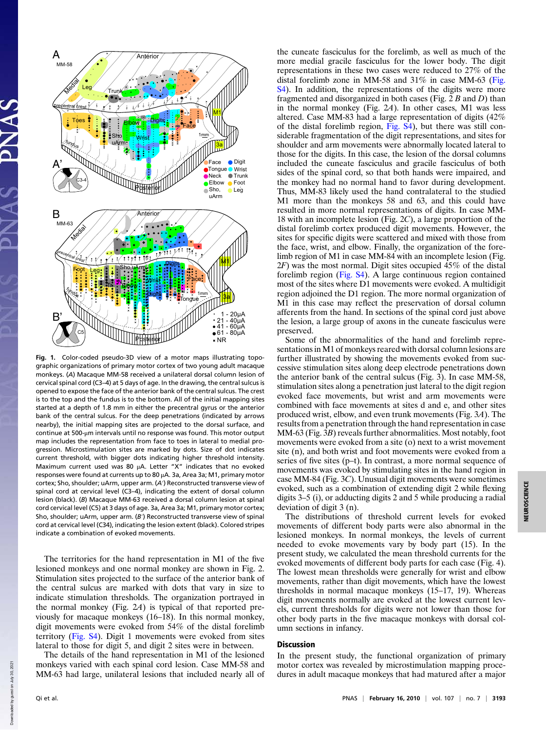**Fig. 1.** Color-coded pseudo-3D view of a motor maps illustrating topographic organizations of primary motor cortex of two young adult macaque monkeys. (*A*) Macaque MM-58 received a unilateral dorsal column lesion of cervical spinal cord (C3–4) at 5 days of age. In the drawing, the central sulcus is opened to expose the face of the anterior bank of the central sulcus. The crest is to the top and the fundus is to the bottom. All of the initial mapping sites started at a depth of 1.8 mm in either the precentral gyrus or the anterior bank of the central sulcus. For the deep penetrations (indicated by arrows nearby), the initial mapping sites are projected to the dorsal surface, and continue at 500-μm intervals until no response was found. This motor output map includes the representation from face to toes in lateral to medial progression. Microstimulation sites are marked by dots. Size of dot indicates current threshold, with bigger dots indicating higher threshold intensity. Maximum current used was 80 μA. Letter "X" indicates that no evoked responses were found at currents up to 80 μA. 3a, Area 3a; M1, primary motor cortex; Sho, shoulder; uArm, upper arm. (*A′*) Reconstructed transverse view of spinal cord at cervical level (C3–4), indicating the extent of dorsal column lesion (black). (*B*) Macaque MM-63 received a dorsal column lesion at spinal cord cervical level (C5) at 3 days of age. 3a, Area 3a; M1, primary motor cortex; Sho, shoulder; uArm, upper arm. (*B′*) Reconstructed transverse view of spinal cord at cervical level (C34), indicating the lesion extent (black). Colored stripes indicate a combination of evoked movements.

The territories for the hand representation in M1 of the five lesioned monkeys and one normal monkey are shown in Fig. 2. Stimulation sites projected to the surface of the anterior bank of the central sulcus are marked with dots that vary in size to indicate stimulation thresholds. The organization portrayed in the normal monkey (Fig. 2*A*) is typical of that reported previously for macaque monkeys (16–18). In this normal monkey, digit movements were evoked from 54% of the distal forelimb territory (Fig. S4). Digit 1 movements were evoked from sites lateral to those for digit 5, and digit 2 sites were in between.

The details of the hand representation in M1 of the lesioned monkeys varied with each spinal cord lesion. Case MM-58 and MM-63 had large, unilateral lesions that included nearly all of the cuneate fasciculus for the forelimb, as well as much of the more medial gracile fasciculus for the lower body. The digit representations in these two cases were reduced to 27% of the distal forelimb zone in MM-58 and 31% in case MM-63 (Fig. S4). In addition, the representations of the digits were more fragmented and disorganized in both cases (Fig. 2 *B* and *D*) than in the normal monkey (Fig. 2*A*). In other cases, M1 was less altered. Case MM-83 had a large representation of digits (42% of the distal forelimb region, Fig. S4), but there was still considerable fragmentation of the digit representations, and sites for shoulder and arm movements were abnormally located lateral to those for the digits. In this case, the lesion of the dorsal columns included the cuneate fasciculus and gracile fasciculus of both sides of the spinal cord, so that both hands were impaired, and the monkey had no normal hand to favor during development. Thus, MM-83 likely used the hand contralateral to the studied M1 more than the monkeys 58 and 63, and this could have resulted in more normal representations of digits. In case MM-18 with an incomplete lesion (Fig. 2*C*), a large proportion of the distal forelimb cortex produced digit movements. However, the sites for specific digits were scattered and mixed with those from the face, wrist, and elbow. Finally, the organization of the forelimb region of M1 in case MM-84 with an incomplete lesion (Fig. 2*F*) was the most normal. Digit sites occupied 45% of the distal forelimb region (Fig. S4). A large continuous region contained most of the sites where D1 movements were evoked. A multidigit region adjoined the D1 region. The more normal organization of M1 in this case may reflect the preservation of dorsal column afferents from the hand. In sections of the spinal cord just above the lesion, a large group of axons in the cuneate fasciculus were preserved.

Some of the abnormalities of the hand and forelimb representations in M1 of monkeys reared with dorsal column lesions are further illustrated by showing the movements evoked from successive stimulation sites along deep electrode penetrations down the anterior bank of the central sulcus (Fig. 3). In case MM-58, stimulation sites along a penetration just lateral to the digit region evoked face movements, but wrist and arm movements were combined with face movements at sites d and e, and other sites produced wrist, elbow, and even trunk movements (Fig. 3*A*). The results from a penetration through the hand representation in case MM-63 (Fig. 3*B*) reveals further abnormalities. Most notably, foot movements were evoked from a site (o) next to a wrist movement site (n), and both wrist and foot movements were evoked from a series of five sites (p–t). In contrast, a more normal sequence of movements was evoked by stimulating sites in the hand region in case MM-84 (Fig. 3*C*). Unusual digit movements were sometimes evoked, such as a combination of extending digit 2 while flexing digits 3–5 (i), or adducting digits 2 and 5 while producing a radial deviation of digit 3 (n).

The distributions of threshold current levels for evoked movements of different body parts were also abnormal in the lesioned monkeys. In normal monkeys, the levels of current needed to evoke movements vary by body part (15). In the present study, we calculated the mean threshold currents for the evoked movements of different body parts for each case (Fig. 4). The lowest mean thresholds were generally for wrist and elbow movements, rather than digit movements, which have the lowest thresholds in normal macaque monkeys (15–17, 19). Whereas digit movements normally are evoked at the lowest current levels, current thresholds for digits were not lower than those for other body parts in the five macaque monkeys with dorsal column sections in infancy.

## Discussion

In the present study, the functional organization of primary motor cortex was revealed by microstimulation mapping procedures in adult macaque monkeys that had matured after a major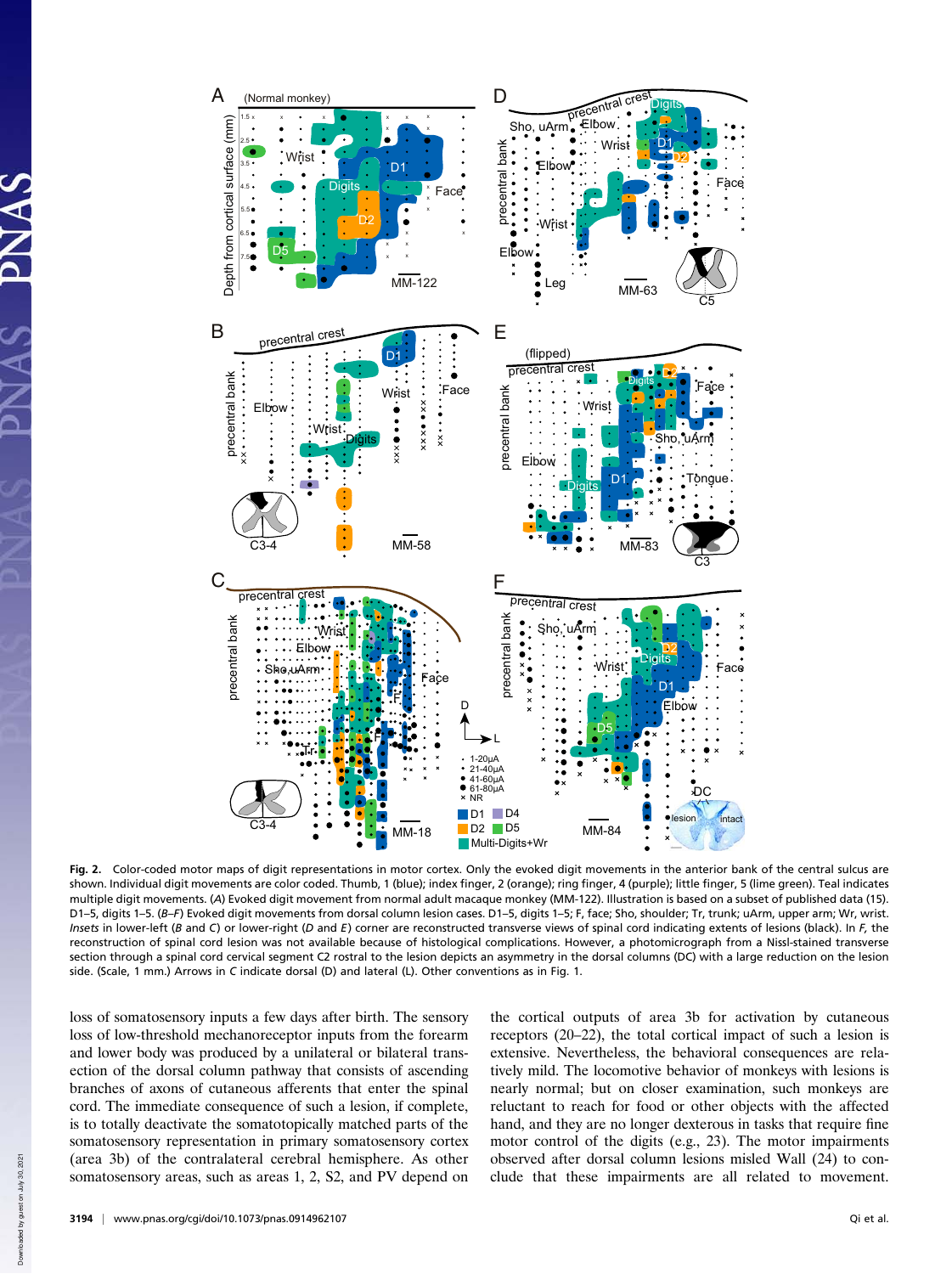Fig. 2. Color-coded motor maps of digit representations in motor cortex. Only the evoked digit movements in the anterior bank of the central sulcus are shown. Individual digit movements are color coded. Thumb, 1 (blue); index finger, 2 (orange); ring finger, 4 (purple); little finger, 5 (lime green). Teal indicates multiple digit movements. (*A*) Evoked digit movement from normal adult macaque monkey (MM-122). Illustration is based on a subset of published data (15). D1–5, digits 1–5. (*B*–*F*) Evoked digit movements from dorsal column lesion cases. D1–5, digits 1–5; F, face; Sho, shoulder; Tr, trunk; uArm, upper arm; Wr, wrist. *Insets* in lower-left (*B* and *C*) or lower-right (*D* and *E*) corner are reconstructed transverse views of spinal cord indicating extents of lesions (black). In *F*, the reconstruction of spinal cord lesion was not available because of histological complications. However, a photomicrograph from a Nissl-stained transverse section through a spinal cord cervical segment C2 rostral to the lesion depicts an asymmetry in the dorsal columns (DC) with a large reduction on the lesion side. (Scale, 1 mm.) Arrows in C indicate dorsal (D) and lateral (L). Other conventions as in Fig. 1.

loss of somatosensory inputs a few days after birth. The sensory loss of low-threshold mechanoreceptor inputs from the forearm and lower body was produced by a unilateral or bilateral transection of the dorsal column pathway that consists of ascending branches of axons of cutaneous afferents that enter the spinal cord. The immediate consequence of such a lesion, if complete, is to totally deactivate the somatotopically matched parts of the somatosensory representation in primary somatosensory cortex (area 3b) of the contralateral cerebral hemisphere. As other somatosensory areas, such as areas 1, 2, S2, and PV depend on the cortical outputs of area 3b for activation by cutaneous receptors (20–22), the total cortical impact of such a lesion is extensive. Nevertheless, the behavioral consequences are relatively mild. The locomotive behavior of monkeys with lesions is nearly normal; but on closer examination, such monkeys are reluctant to reach for food or other objects with the affected hand, and they are no longer dexterous in tasks that require fine motor control of the digits (e.g., 23). The motor impairments observed after dorsal column lesions misled Wall (24) to conclude that these impairments are all related to movement.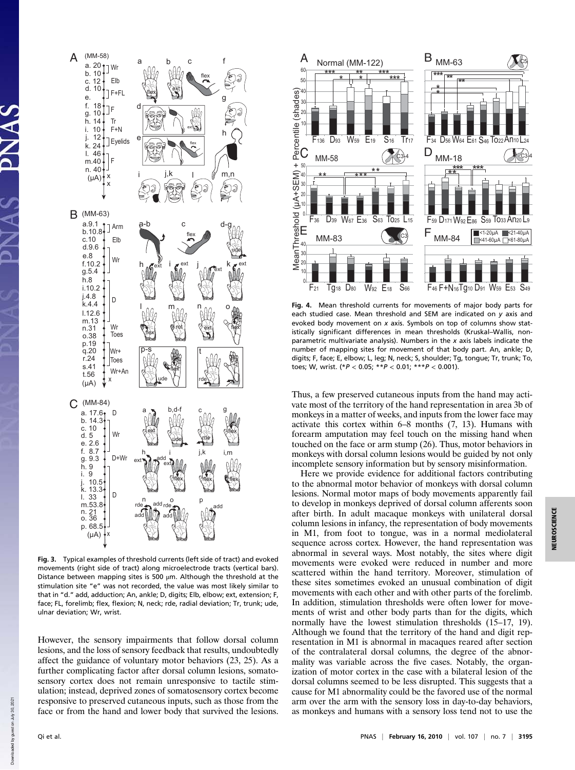**Fig. 3.** Typical examples of threshold currents (left side of tract) and evoked movements (right side of tract) along microelectrode tracts (vertical bars). Distance between mapping sites is 500 μm. Although the threshold at the stimulation site "e" was not recorded, the value was most likely similar to that in "d." add, adduction; An, ankle; D, digits; Elb, elbow; ext, extension; F, face; FL, forelimb; flex, flexion; N, neck; rde, radial deviation; Tr, trunk; ude, ulnar deviation; Wr, wrist.

**Fig. 4.** Mean threshold currents for movements of major body parts for each studied case. Mean threshold and SEM are indicated on *y* axis and evoked body movement on *x* axis. Symbols on top of columns show statistically significant differences in mean thresholds (Kruskal–Wallis, nonparametric multivariate analysis). Numbers in the *x* axis labels indicate the number of mapping sites for movement of that body part. An, ankle; D, digits; F, face; E, elbow; L, leg; N, neck; S, shoulder; Tg, tongue; Tr, trunk; To, toes; W, wrist. (\**P* < 0.05; \*\**P* < 0.01; \*\*\**P* < 0.001).

However, the sensory impairments that follow dorsal column lesions, and the loss of sensory feedback that results, undoubtedly affect the guidance of voluntary motor behaviors (23, 25). As a further complicating factor after dorsal column lesions, somatosensory cortex does not remain unresponsive to tactile stimulation; instead, deprived zones of somatosensory cortex become responsive to preserved cutaneous inputs, such as those from the face or from the hand and lower body that survived the lesions. Thus, a few preserved cutaneous inputs from the hand may activate most of the territory of the hand representation in area 3b of monkeys in a matter of weeks, and inputs from the lower face may activate this cortex within 6–8 months (7, 13). Humans with forearm amputation may feel touch on the missing hand when touched on the face or arm stump (26). Thus, motor behaviors in monkeys with dorsal column lesions would be guided by not only incomplete sensory information but by sensory misinformation.

Here we provide evidence for additional factors contributing to the abnormal motor behavior of monkeys with dorsal column lesions. Normal motor maps of body movements apparently fail to develop in monkeys deprived of dorsal column afferents soon after birth. In adult macaque monkeys with unilateral dorsal column lesions in infancy, the representation of body movements in M1, from foot to tongue, was in a normal mediolateral sequence across cortex. However, the hand representation was abnormal in several ways. Most notably, the sites where digit movements were evoked were reduced in number and more scattered within the hand territory. Moreover, stimulation of these sites sometimes evoked an unusual combination of digit movements with each other and with other parts of the forelimb. In addition, stimulation thresholds were often lower for movements of wrist and other body parts than for the digits, which normally have the lowest stimulation thresholds (15–17, 19). Although we found that the territory of the hand and digit representation in M1 is abnormal in macaques reared after section of the contralateral dorsal columns, the degree of the abnormality was variable across the five cases. Notably, the organization of motor cortex in the case with a bilateral lesion of the dorsal columns seemed to be less disrupted. This suggests that a cause for M1 abnormality could be the favored use of the normal arm over the arm with the sensory loss in day-to-day behaviors, as monkeys and humans with a sensory loss tend not to use the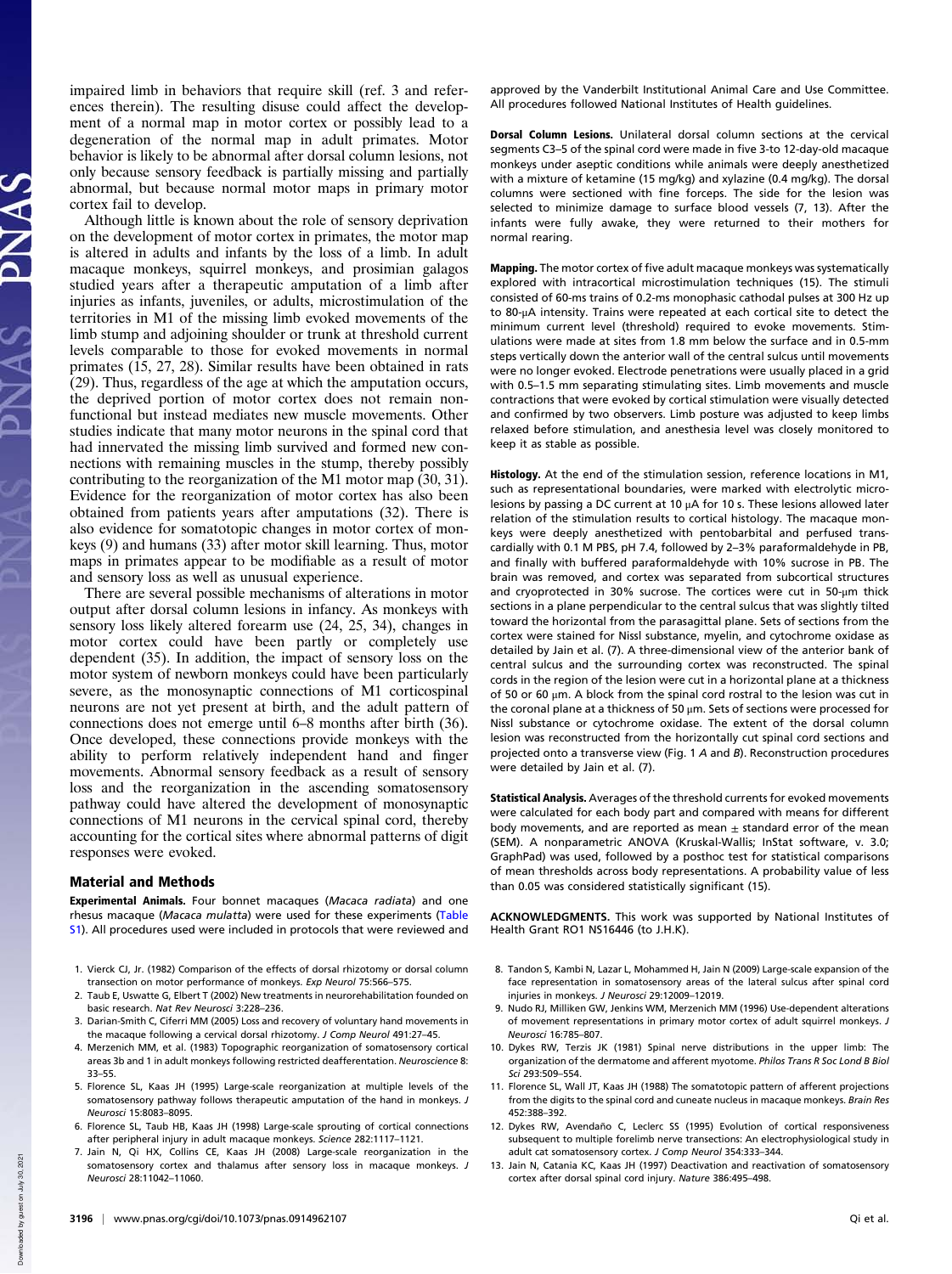impaired limb in behaviors that require skill (ref. 3 and references therein). The resulting disuse could affect the development of a normal map in motor cortex or possibly lead to a degeneration of the normal map in adult primates. Motor behavior is likely to be abnormal after dorsal column lesions, not only because sensory feedback is partially missing and partially abnormal, but because normal motor maps in primary motor cortex fail to develop.

Although little is known about the role of sensory deprivation on the development of motor cortex in primates, the motor map is altered in adults and infants by the loss of a limb. In adult macaque monkeys, squirrel monkeys, and prosimian galagos studied years after a therapeutic amputation of a limb after injuries as infants, juveniles, or adults, microstimulation of the territories in M1 of the missing limb evoked movements of the limb stump and adjoining shoulder or trunk at threshold current levels comparable to those for evoked movements in normal primates (15, 27, 28). Similar results have been obtained in rats (29). Thus, regardless of the age at which the amputation occurs, the deprived portion of motor cortex does not remain nonfunctional but instead mediates new muscle movements. Other studies indicate that many motor neurons in the spinal cord that had innervated the missing limb survived and formed new connections with remaining muscles in the stump, thereby possibly contributing to the reorganization of the M1 motor map (30, 31). Evidence for the reorganization of motor cortex has also been obtained from patients years after amputations (32). There is also evidence for somatotopic changes in motor cortex of monkeys (9) and humans (33) after motor skill learning. Thus, motor maps in primates appear to be modifiable as a result of motor and sensory loss as well as unusual experience.

There are several possible mechanisms of alterations in motor output after dorsal column lesions in infancy. As monkeys with sensory loss likely altered forearm use (24, 25, 34), changes in motor cortex could have been partly or completely use dependent (35). In addition, the impact of sensory loss on the motor system of newborn monkeys could have been particularly severe, as the monosynaptic connections of M1 corticospinal neurons are not yet present at birth, and the adult pattern of connections does not emerge until 6–8 months after birth (36). Once developed, these connections provide monkeys with the ability to perform relatively independent hand and finger movements. Abnormal sensory feedback as a result of sensory loss and the reorganization in the ascending somatosensory pathway could have altered the development of monosynaptic connections of M1 neurons in the cervical spinal cord, thereby accounting for the cortical sites where abnormal patterns of digit responses were evoked.

## Material and Methods

**Experimental Animals.** Four bonnet macaques (*Macaca radiata*) and one rhesus macaque (*Macaca mulatta*) were used for these experiments (Table S1). All procedures used were included in protocols that were reviewed and approved by the Vanderbilt Institutional Animal Care and Use Committee. All procedures followed National Institutes of Health guidelines.

**Dorsal Column Lesions.** Unilateral dorsal column sections at the cervical segments C3–5 of the spinal cord were made in five 3-to 12-day-old macaque monkeys under aseptic conditions while animals were deeply anesthetized with a mixture of ketamine (15 mg/kg) and xylazine (0.4 mg/kg). The dorsal columns were sectioned with fine forceps. The side for the lesion was selected to minimize damage to surface blood vessels (7, 13). After the infants were fully awake, they were returned to their mothers for normal rearing.

**Mapping.** The motor cortex of five adult macaque monkeys was systematically explored with intracortical microstimulation techniques (15). The stimuli consisted of 60-ms trains of 0.2-ms monophasic cathodal pulses at 300 Hz up to 80-μA intensity. Trains were repeated at each cortical site to detect the minimum current level (threshold) required to evoke movements. Stimulations were made at sites from 1.8 mm below the surface and in 0.5-mm steps vertically down the anterior wall of the central sulcus until movements were no longer evoked. Electrode penetrations were usually placed in a grid with 0.5–1.5 mm separating stimulating sites. Limb movements and muscle contractions that were evoked by cortical stimulation were visually detected and confirmed by two observers. Limb posture was adjusted to keep limbs relaxed before stimulation, and anesthesia level was closely monitored to keep it as stable as possible.

**Histology.** At the end of the stimulation session, reference locations in M1, such as representational boundaries, were marked with electrolytic microlesions by passing a DC current at 10 μA for 10 s. These lesions allowed later relation of the stimulation results to cortical histology. The macaque monkeys were deeply anesthetized with pentobarbital and perfused transcardially with 0.1 M PBS, pH 7.4, followed by 2–3% paraformaldehyde in PB, and finally with buffered paraformaldehyde with 10% sucrose in PB. The brain was removed, and cortex was separated from subcortical structures and cryoprotected in 30% sucrose. The cortices were cut in 50-μm thick sections in a plane perpendicular to the central sulcus that was slightly tilted toward the horizontal from the parasagittal plane. Sets of sections from the cortex were stained for Nissl substance, myelin, and cytochrome oxidase as detailed by Jain et al. (7). A three-dimensional view of the anterior bank of central sulcus and the surrounding cortex was reconstructed. The spinal cords in the region of the lesion were cut in a horizontal plane at a thickness of 50 or 60 μm. A block from the spinal cord rostral to the lesion was cut in the coronal plane at a thickness of 50 μm. Sets of sections were processed for Nissl substance or cytochrome oxidase. The extent of the dorsal column lesion was reconstructed from the horizontally cut spinal cord sections and projected onto a transverse view (Fig. 1 *A* and *B*). Reconstruction procedures were detailed by Jain et al. (7).

**Statistical Analysis.** Averages of the threshold currents for evoked movements were calculated for each body part and compared with means for different body movements, and are reported as mean ± standard error of the mean (SEM). A nonparametric ANOVA (Kruskal-Wallis; InStat software, v. 3.0; GraphPad) was used, followed by a posthoc test for statistical comparisons of mean thresholds across body representations. A probability value of less than 0.05 was considered statistically significant (15).

**ACKNOWLEDGMENTS.** This work was supported by National Institutes of Health Grant RO1 NS16446 (to J.H.K.).

1. Vierck CJ, Jr. (1982) Comparison of the effects of dorsal rhizotomy or dorsal column transection on motor performance of monkeys. *Exp Neurol* 75:566–575.
2. Taub E, Uswatte G, Elbert T (2002) New treatments in neurorehabilitation founded on basic research. *Nat Rev Neurosci* 3:228–236.
3. Darian-Smith C, Ciferri MM (2005) Loss and recovery of voluntary hand movements in the macaque following a cervical dorsal rhizotomy. *J Comp Neurol* 491:27–45.
4. Merzenich MM, et al. (1983) Topographic reorganization of somatosensory cortical areas 3b and 1 in adult monkeys following restricted deafferentation. *Neuroscience* 8: 33–55.
5. Florence SL, Kaas JH (1995) Large-scale reorganization at multiple levels of the somatosensory pathway follows therapeutic amputation of the hand in monkeys. *J Neurosci* 15:8083–8095.
6. Florence SL, Taub HB, Kaas JH (1998) Large-scale sprouting of cortical connections after peripheral injury in adult macaque monkeys. *Science* 282:1117–1121.
7. Jain N, Qi HX, Collins CE, Kaas JH (2008) Large-scale reorganization in the somatosensory cortex and thalamus after sensory loss in macaque monkeys. *J Neurosci* 28:11042–11060.
8. Tandon S, Kambi N, Lazar L, Mohammed H, Jain N (2009) Large-scale expansion of the face representation in somatosensory areas of the lateral sulcus after spinal cord injuries in monkeys. *J Neurosci* 29:12009–12019.
9. Nudo RJ, Milliken GW, Jenkins WM, Merzenich MM (1996) Use-dependent alterations of movement representations in primary motor cortex of adult squirrel monkeys. *J Neurosci* 16:785–807.
10. Dykes RW, Terzis JK (1981) Spinal nerve distributions in the upper limb: The organization of the dermatome and afferent myotome. *Philos Trans R Soc Lond B Biol Sci* 293:509–554.
11. Florence SL, Wall JT, Kaas JH (1988) The somatotopic pattern of afferent projections from the digits to the spinal cord and cuneate nucleus in macaque monkeys. *Brain Res* 452:388–392.
12. Dykes RW, Avendaño C, Leclerc SS (1995) Evolution of cortical responsiveness subsequent to multiple forelimb nerve transections: An electrophysiological study in adult cat somatosensory cortex. *J Comp Neurol* 354:333–344.
13. Jain N, Catania KC, Kaas JH (1997) Deactivation and reactivation of somatosensory cortex after dorsal spinal cord injury. *Nature* 386:495–498.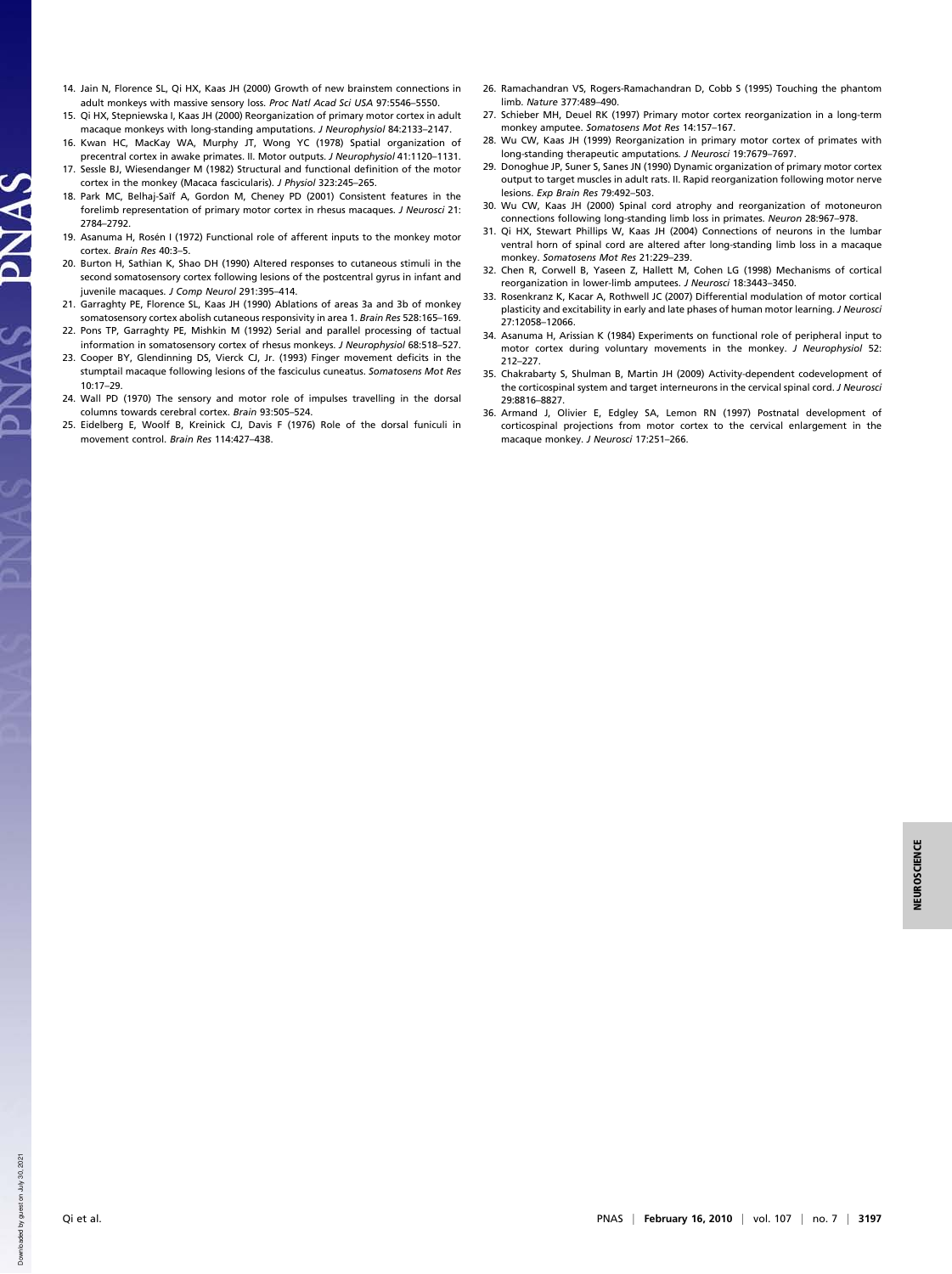14. Jain N, Florence SL, Qi HX, Kaas JH (2000) Growth of new brainstem connections in adult monkeys with massive sensory loss. *Proc Natl Acad Sci USA* 97:5546–5550.
15. Qi HX, Stepniewska I, Kaas JH (2000) Reorganization of primary motor cortex in adult macaque monkeys with long-standing amputations. *J Neurophysiol* 84:2133–2147.
16. Kwan HC, MacKay WA, Murphy JT, Wong YC (1978) Spatial organization of precentral cortex in awake primates. II. Motor outputs. *J Neurophysiol* 41:1120–1131.
17. Sessle BJ, Wiesendanger M (1982) Structural and functional definition of the motor cortex in the monkey (Macaca fascicularis). *J Physiol* 323:245–265.
18. Park MC, Belhaj-Saïf A, Gordon M, Cheney PD (2001) Consistent features in the forelimb representation of primary motor cortex in rhesus macaques. *J Neurosci* 21: 2784–2792.
19. Asanuma H, Rosén I (1972) Functional role of afferent inputs to the monkey motor cortex. *Brain Res* 40:3–5.
20. Burton H, Sathian K, Shao DH (1990) Altered responses to cutaneous stimuli in the second somatosensory cortex following lesions of the postcentral gyrus in infant and juvenile macaques. *J Comp Neurol* 291:395–414.
21. Garraghty PE, Florence SL, Kaas JH (1990) Ablations of areas 3a and 3b of monkey somatosensory cortex abolish cutaneous responsivity in area 1. *Brain Res* 528:165–169.
22. Pons TP, Garraghty PE, Mishkin M (1992) Serial and parallel processing of tactual information in somatosensory cortex of rhesus monkeys. *J Neurophysiol* 68:518–527.
23. Cooper BY, Glendinning DS, Vierck CJ, Jr. (1993) Finger movement deficits in the stumptail macaque following lesions of the fasciculus cuneatus. *Somatosens Mot Res* 10:17–29.
24. Wall PD (1970) The sensory and motor role of impulses travelling in the dorsal columns towards cerebral cortex. *Brain* 93:505–524.
25. Eidelberg E, Woolf B, Kreinick CJ, Davis F (1976) Role of the dorsal funiculi in movement control. *Brain Res* 114:427–438.
26. Ramachandran VS, Rogers-Ramachandran D, Cobb S (1995) Touching the phantom limb. *Nature* 377:489–490.
27. Schieber MH, Deuel RK (1997) Primary motor cortex reorganization in a long-term monkey amputee. *Somatosens Mot Res* 14:157–167.
28. Wu CW, Kaas JH (1999) Reorganization in primary motor cortex of primates with long-standing therapeutic amputations. *J Neurosci* 19:7679–7697.
29. Donoghue JP, Suner S, Sanes JN (1990) Dynamic organization of primary motor cortex output to target muscles in adult rats. II. Rapid reorganization following motor nerve lesions. *Exp Brain Res* 79:492–503.
30. Wu CW, Kaas JH (2000) Spinal cord atrophy and reorganization of motoneuron connections following long-standing limb loss in primates. *Neuron* 28:967–978.
31. Qi HX, Stewart Phillips W, Kaas JH (2004) Connections of neurons in the lumbar ventral horn of spinal cord are altered after long-standing limb loss in a macaque monkey. *Somatosens Mot Res* 21:229–239.
32. Chen R, Corwell B, Yaseen Z, Hallett M, Cohen LG (1998) Mechanisms of cortical reorganization in lower-limb amputees. *J Neurosci* 18:3443–3450.
33. Rosenkranz K, Kacar A, Rothwell JC (2007) Differential modulation of motor cortical plasticity and excitability in early and late phases of human motor learning. *J Neurosci* 27:12058–12066.
34. Asanuma H, Arissian K (1984) Experiments on functional role of peripheral input to motor cortex during voluntary movements in the monkey. *J Neurophysiol* 52: 212–227.
35. Chakrabarty S, Shulman B, Martin JH (2009) Activity-dependent codevelopment of the corticospinal system and target interneurons in the cervical spinal cord. *J Neurosci* 29:8816–8827.
36. Armand J, Olivier E, Edgley SA, Lemon RN (1997) Postnatal development of corticospinal projections from motor cortex to the cervical enlargement in the macaque monkey. *J Neurosci* 17:251–266.